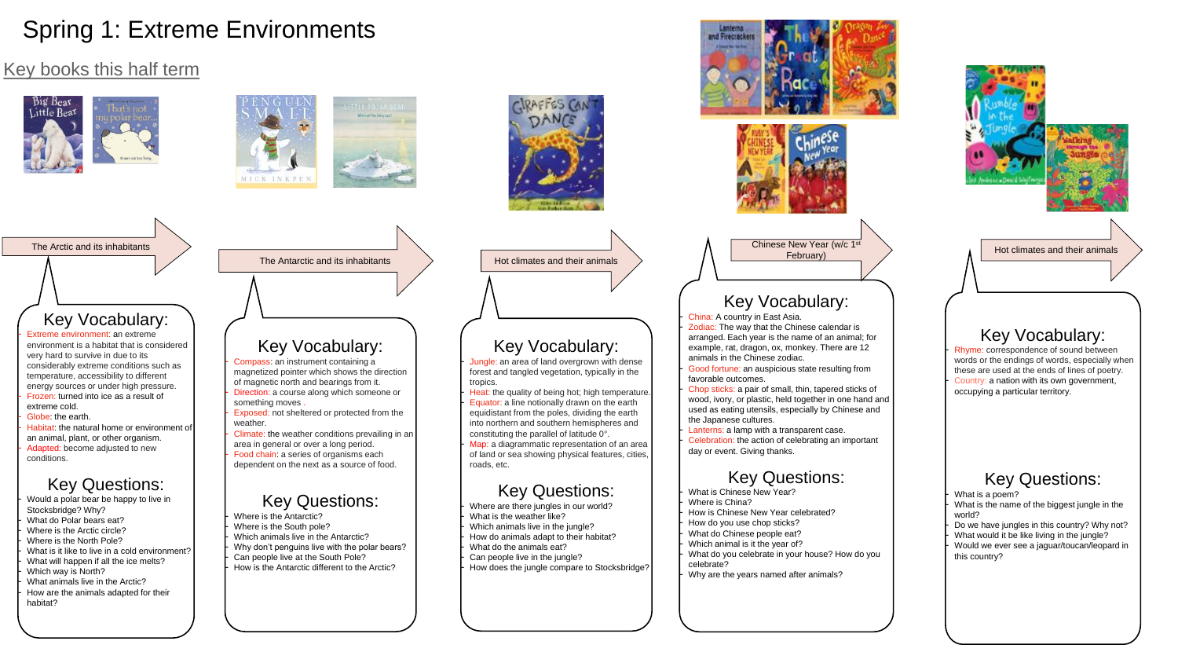# Spring 1: Extreme Environments

## Key books this half term

## The Arctic and its inhabitants

### Key Vocabulary:

- Extreme environment: an extreme environment is a habitat that is considered very hard to survive in due to its considerably extreme conditions such as temperature, accessibility to different energy sources or under high pressure.
- Frozen: turned into ice as a result of extreme cold.
- Globe: the earth.
- Habitat: the natural home or environment of an animal, plant, or other organism.
- Adapted: become adjusted to new conditions.

### Key Questions:

- Would a polar bear be happy to live in Stocksbridge? Why?
- What do Polar bears eat?
- Where is the Arctic circle?
- Where is the North Pole?
- What is it like to live in a cold environment?
- What will happen if all the ice melts?
- Which way is North?
- What animals live in the Arctic?
- How are the animals adapted for their habitat?

## The Antarctic and its inhabitants

### Key Vocabulary:

- Compass: an instrument containing a magnetized pointer which shows the direction of magnetic north and bearings from it.
- Direction: a course along which someone or something moves .
- Exposed: not sheltered or protected from the weather.
- Climate: the weather conditions prevailing in an area in general or over a long period.
- Food chain: a series of organisms each dependent on the next as a source of food.

### Key Questions:

- Where is the Antarctic?
- Where is the South pole?
- Which animals live in the Antarctic?
- Why don't penguins live with the polar bears?
- Can people live at the South Pole?
- How is the Antarctic different to the Arctic?

## Hot climates and their animals

### Key Vocabulary:

- Jungle: an area of land overgrown with dense forest and tangled vegetation, typically in the tropics.
- Heat: the quality of being hot; high temperature.
- Equator: a line notionally drawn on the earth equidistant from the poles, dividing the earth into northern and southern hemispheres and constituting the parallel of latitude 0°.
- Map: a diagrammatic representation of an area of land or sea showing physical features, cities, roads, etc.

### Key Questions:

- Where are there jungles in our world?
- What is the weather like?
- Which animals live in the jungle?
- How do animals adapt to their habitat?
- What do the animals eat?
- Can people live in the jungle?
- How does the jungle compare to Stocksbridge?

## Chinese New Year (w/c 1st February)

### Key Vocabulary:

- China: A country in East Asia.
- Zodiac: The way that the Chinese calendar is arranged. Each year is the name of an animal; for example, rat, dragon, ox, monkey. There are 12 animals in the Chinese zodiac.
- Good fortune: an auspicious state resulting from favorable outcomes.
- Chop sticks: a pair of small, thin, tapered sticks of wood, ivory, or plastic, held together in one hand and used as eating utensils, especially by Chinese and the Japanese cultures.
- Lanterns: a lamp with a transparent case.
- Celebration: the action of celebrating an important day or event. Giving thanks.

### Key Questions:

- What is Chinese New Year?
- Where is China?
- How is Chinese New Year celebrated?
- How do you use chop sticks?
- What do Chinese people eat?
- Which animal is it the year of?
- What do you celebrate in your house? How do you celebrate?
- Why are the years named after animals?

## Hot climates and their animals

### Key Vocabulary:

- Rhyme: correspondence of sound between words or the endings of words, especially when these are used at the ends of lines of poetry.
- Country: a nation with its own government, occupying a particular territory.

### Key Questions:

- What is a poem?
- What is the name of the biggest jungle in the world?
- Do we have jungles in this country? Why not?
- What would it be like living in the jungle?
- Would we ever see a jaguar/toucan/leopard in this country?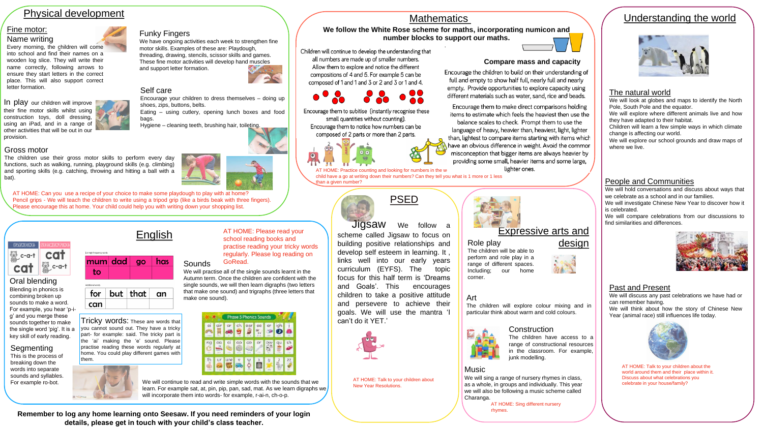## Physical development

### Fine motor:

**Name writing**

Every morning, the children will come into school and find their names on a wooden log slice. They will write their name correctly, following arrows to ensure they start letters in the correct place. This will also support correct letter formation.

**In play** our children will improve their fine motor skills whilst using construction toys, doll dressing, using an iPad, and in a range of other activities that will be out in our provision.

### Funky Fingers

We have ongoing activities each week to strengthen fine motor skills. Examples of these are: Playdough, threading, drawing, stencils, scissor skills and games. These fine motor activities will develop hand muscles and support letter formation.

### Self care

Encourage your children to dress themselves – doing up shoes, zips, buttons, belts.

Eating – using cutlery, opening lunch boxes and food bags.

Hygiene – cleaning teeth, brushing hair, toileting.

### Gross motor

The children use their gross motor skills to perform every day functions, such as walking, running, playground skills (e.g. climbing) and sporting skills (e.g. catching, throwing and hitting a ball with a bat).

AT HOME: Can you use a recipe of your choice to make some playdough to play with at home?
Pencil grips - We will teach the children to write using a tripod grip (like a birds beak with three fingers).
Please encourage this at home. Your child could help you with writing down your shopping list.

## Mathematics

**We follow the White Rose scheme for maths, incorporating numicon and number blocks to support our maths.**

Children will continue to develop the understanding that all numbers are made up of smaller numbers. Allow them to explore and notice the different compositions of 4 and 5. For example 5 can be composed of 1 and 4 or 3 and 2 or 3 and 1 and 4.

Encourage them to subitise (instantly recognise these small quantities without counting).
Encourage them to notice how numbers can be composed of 2 parts or more than 2 parts.

### Compare mass and capacity

Encourage the children to build on their understanding of full and empty to show half full, nearly full and nearly empty. Provide opportunities to explore capacity using different materials such as water, sand, rice and beads.

Encourage them to make direct comparisons holding items to estimate which feels the heaviest then use the balance scales to check. Prompt them to use the language of heavy, heavier than, heaviest, light, lighter than, lightest to compare items starting with items which have an obvious difference in weight. Avoid the common misconception that bigger items are always heavier by providing some small, heavier items and some large, lighter ones.

AT HOME: Practice counting and looking for numbers in the w... child have a go at writing down their numbers? Can they tell you what is 1 more or 1 less than a given number?

## Understanding the world

### The natural world

We will look at globes and maps to identify the North Pole, South Pole and the equator.
We will explore where different animals live and how they have adapted to their habitat.
Children will learn a few simple ways in which climate change is affecting our world.
We will explore our school grounds and draw maps of where we live.

### People and Communities

We will hold conversations and discuss about ways that we celebrate as a school and in our families.
We will investigate Chinese New Year to discover how it is celebrated.
We will compare celebrations from our discussions to find similarities and differences.

### Past and Present

We will discuss any past celebrations we have had or can remember having.
We will think about how the story of Chinese New Year (animal race) still influences life today.

AT HOME: Talk to your children about the world around them and their place within it. Discuss about what celebrations you celebrate in your house/family?

## English

AT HOME: Please read your school reading books and practise reading your tricky words regularly. Please log reading on GoRead.

BLENDING: c-a-t → cat
SEGMENTING: cat → c-a-t

### Oral blending

Blending in phonics is combining broken up sounds to make a word. For example, you hear 'p-i-g' and you merge these sounds together to make the single word 'pig'. It is a key skill of early reading.

### Segmenting

This is the process of breaking down the words into separate sounds and syllables. For example ro-bot.

| | | | |
|---|---|---|---|
| mum | dad | go | has |
| to | | | |

| | | | |
|---|---|---|---|
| for | but | that | an |
| can | | | |

### Sounds

We will practise all of the single sounds learnt in the Autumn term. Once the children are confident with the single sounds, we will then learn digraphs (two letters that make one sound) and trigraphs (three letters that make one sound).

**Tricky words:** These are words that you cannot sound out. They have a tricky part- for example: said. The tricky part is the 'ai' making the 'e' sound. Please practise reading these words regularly at home. You could play different games with them.

Phase 3 Phonics Sounds

We will continue to read and write simple words with the sounds that we learn. For example sat, at, pin, pip, pan, sad, mat. As we learn digraphs we will incorporate them into words- for example, r-ai-n, ch-o-p.

## PSED

**Jigsaw** We follow a scheme called Jigsaw to focus on building positive relationships and develop self esteem in learning. It , links well into our early years curriculum (EYFS). The topic focus for this half term is 'Dreams and Goals'. This encourages children to take a positive attitude and persevere to achieve their goals. We will use the mantra 'I can't do it YET.'

AT HOME: Talk to your children about New Year Resolutions.

## Expressive arts and design

### Role play

The children will be able to perform and role play in a range of different spaces. Including; our home corner.

### Art

The children will explore colour mixing and in particular think about warm and cold colours.

### Construction

The children have access to a range of constructional resources in the classroom. For example, junk modelling.

### Music

We will sing a range of nursery rhymes in class, as a whole, in groups and individually. This year we will also be following a music scheme called Charanga.

AT HOME: Sing different nursery rhymes.

**Remember to log any home learning onto Seesaw. If you need reminders of your login details, please get in touch with your child's class teacher.**